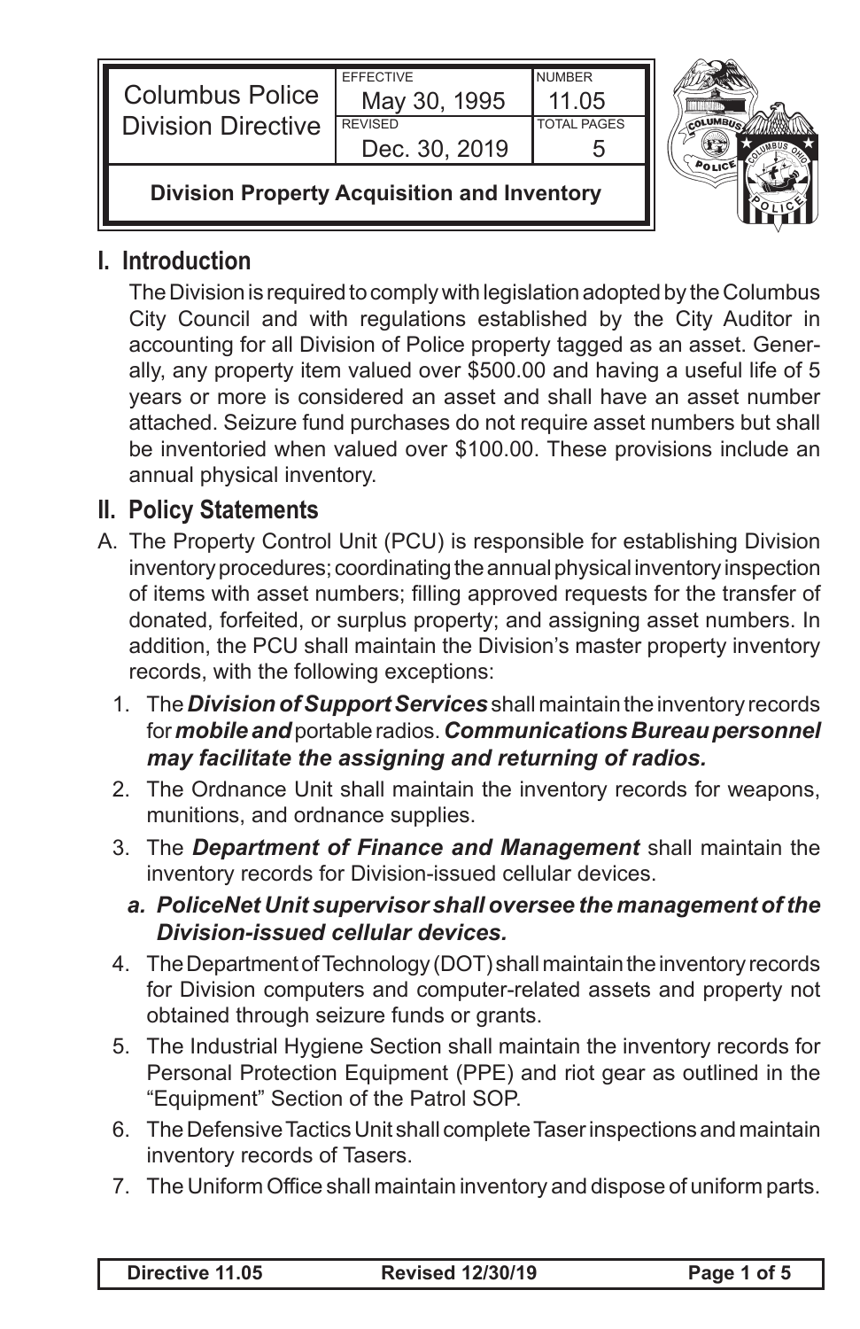| Columbus Police Division Directive | EFFECTIVE May 30, 1995 | NUMBER 11.05 |
|---|---|---|
| | REVISED Dec. 30, 2019 | TOTAL PAGES 5 |

**Division Property Acquisition and Inventory**

## I. Introduction

The Division is required to comply with legislation adopted by the Columbus City Council and with regulations established by the City Auditor in accounting for all Division of Police property tagged as an asset. Generally, any property item valued over $500.00 and having a useful life of 5 years or more is considered an asset and shall have an asset number attached. Seizure fund purchases do not require asset numbers but shall be inventoried when valued over $100.00. These provisions include an annual physical inventory.

## II. Policy Statements

A. The Property Control Unit (PCU) is responsible for establishing Division inventory procedures; coordinating the annual physical inventory inspection of items with asset numbers; filling approved requests for the transfer of donated, forfeited, or surplus property; and assigning asset numbers. In addition, the PCU shall maintain the Division's master property inventory records, with the following exceptions:

1. The ***Division of Support Services*** shall maintain the inventory records for ***mobile and*** portable radios. ***Communications Bureau personnel may facilitate the assigning and returning of radios.***
2. The Ordnance Unit shall maintain the inventory records for weapons, munitions, and ordnance supplies.
3. The ***Department of Finance and Management*** shall maintain the inventory records for Division-issued cellular devices.
   a. ***PoliceNet Unit supervisor shall oversee the management of the Division-issued cellular devices.***
4. The Department of Technology (DOT) shall maintain the inventory records for Division computers and computer-related assets and property not obtained through seizure funds or grants.
5. The Industrial Hygiene Section shall maintain the inventory records for Personal Protection Equipment (PPE) and riot gear as outlined in the "Equipment" Section of the Patrol SOP.
6. The Defensive Tactics Unit shall complete Taser inspections and maintain inventory records of Tasers.
7. The Uniform Office shall maintain inventory and dispose of uniform parts.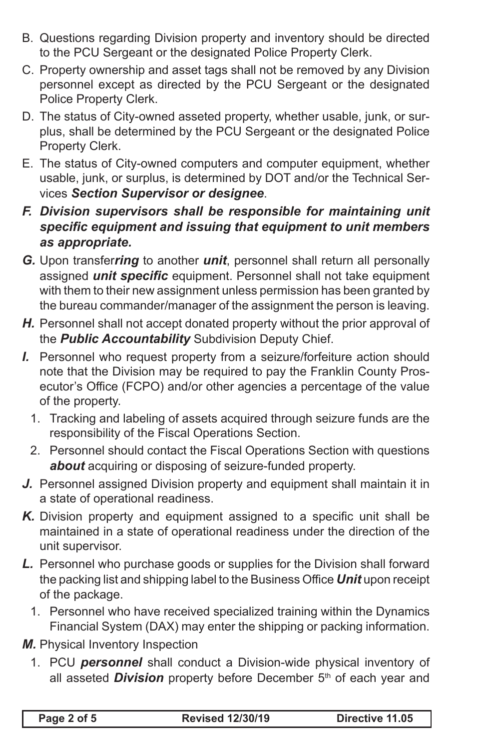B. Questions regarding Division property and inventory should be directed to the PCU Sergeant or the designated Police Property Clerk.

C. Property ownership and asset tags shall not be removed by any Division personnel except as directed by the PCU Sergeant or the designated Police Property Clerk.

D. The status of City-owned asseted property, whether usable, junk, or surplus, shall be determined by the PCU Sergeant or the designated Police Property Clerk.

E. The status of City-owned computers and computer equipment, whether usable, junk, or surplus, is determined by DOT and/or the Technical Services ***Section Supervisor or designee***.

***F. Division supervisors shall be responsible for maintaining unit specific equipment and issuing that equipment to unit members as appropriate.***

***G.*** Upon transfer***ring*** to another ***unit***, personnel shall return all personally assigned ***unit specific*** equipment. Personnel shall not take equipment with them to their new assignment unless permission has been granted by the bureau commander/manager of the assignment the person is leaving.

***H.*** Personnel shall not accept donated property without the prior approval of the ***Public Accountability*** Subdivision Deputy Chief.

***I.*** Personnel who request property from a seizure/forfeiture action should note that the Division may be required to pay the Franklin County Prosecutor's Office (FCPO) and/or other agencies a percentage of the value of the property.

1. Tracking and labeling of assets acquired through seizure funds are the responsibility of the Fiscal Operations Section.
2. Personnel should contact the Fiscal Operations Section with questions ***about*** acquiring or disposing of seizure-funded property.

***J.*** Personnel assigned Division property and equipment shall maintain it in a state of operational readiness.

***K.*** Division property and equipment assigned to a specific unit shall be maintained in a state of operational readiness under the direction of the unit supervisor.

***L.*** Personnel who purchase goods or supplies for the Division shall forward the packing list and shipping label to the Business Office ***Unit*** upon receipt of the package.

1. Personnel who have received specialized training within the Dynamics Financial System (DAX) may enter the shipping or packing information.

***M.*** Physical Inventory Inspection

1. PCU ***personnel*** shall conduct a Division-wide physical inventory of all asseted ***Division*** property before December 5th of each year and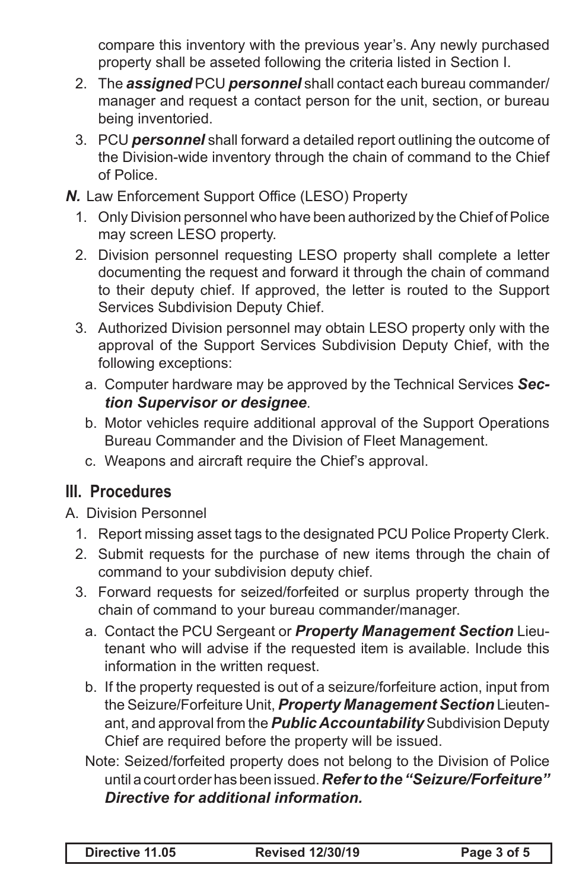compare this inventory with the previous year's. Any newly purchased property shall be asseted following the criteria listed in Section I.

2. The ***assigned*** PCU ***personnel*** shall contact each bureau commander/manager and request a contact person for the unit, section, or bureau being inventoried.
3. PCU ***personnel*** shall forward a detailed report outlining the outcome of the Division-wide inventory through the chain of command to the Chief of Police.

***N.*** Law Enforcement Support Office (LESO) Property

1. Only Division personnel who have been authorized by the Chief of Police may screen LESO property.
2. Division personnel requesting LESO property shall complete a letter documenting the request and forward it through the chain of command to their deputy chief. If approved, the letter is routed to the Support Services Subdivision Deputy Chief.
3. Authorized Division personnel may obtain LESO property only with the approval of the Support Services Subdivision Deputy Chief, with the following exceptions:
   a. Computer hardware may be approved by the Technical Services ***Section Supervisor or designee***.
   b. Motor vehicles require additional approval of the Support Operations Bureau Commander and the Division of Fleet Management.
   c. Weapons and aircraft require the Chief's approval.

## III. Procedures

A. Division Personnel

1. Report missing asset tags to the designated PCU Police Property Clerk.
2. Submit requests for the purchase of new items through the chain of command to your subdivision deputy chief.
3. Forward requests for seized/forfeited or surplus property through the chain of command to your bureau commander/manager.
   a. Contact the PCU Sergeant or ***Property Management Section*** Lieutenant who will advise if the requested item is available. Include this information in the written request.
   b. If the property requested is out of a seizure/forfeiture action, input from the Seizure/Forfeiture Unit, ***Property Management Section*** Lieutenant, and approval from the ***Public Accountability*** Subdivision Deputy Chief are required before the property will be issued.

   Note: Seized/forfeited property does not belong to the Division of Police until a court order has been issued. ***Refer to the "Seizure/Forfeiture" Directive for additional information.***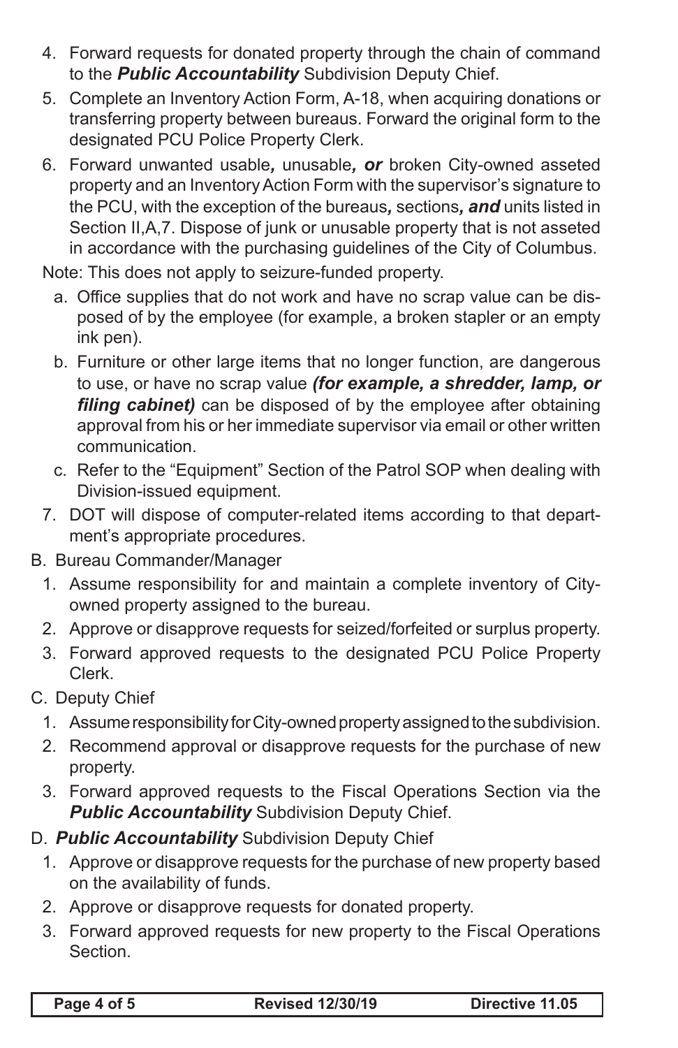4. Forward requests for donated property through the chain of command to the ***Public Accountability*** Subdivision Deputy Chief.
5. Complete an Inventory Action Form, A-18, when acquiring donations or transferring property between bureaus. Forward the original form to the designated PCU Police Property Clerk.
6. Forward unwanted usable***,*** unusable***, or*** broken City-owned asseted property and an Inventory Action Form with the supervisor's signature to the PCU, with the exception of the bureaus***,*** sections***, and*** units listed in Section II,A,7. Dispose of junk or unusable property that is not asseted in accordance with the purchasing guidelines of the City of Columbus.

   Note: This does not apply to seizure-funded property.

   a. Office supplies that do not work and have no scrap value can be disposed of by the employee (for example, a broken stapler or an empty ink pen).
   b. Furniture or other large items that no longer function, are dangerous to use, or have no scrap value ***(for example, a shredder, lamp, or filing cabinet)*** can be disposed of by the employee after obtaining approval from his or her immediate supervisor via email or other written communication.
   c. Refer to the "Equipment" Section of the Patrol SOP when dealing with Division-issued equipment.
7. DOT will dispose of computer-related items according to that department's appropriate procedures.

B. Bureau Commander/Manager

1. Assume responsibility for and maintain a complete inventory of City-owned property assigned to the bureau.
2. Approve or disapprove requests for seized/forfeited or surplus property.
3. Forward approved requests to the designated PCU Police Property Clerk.

C. Deputy Chief

1. Assume responsibility for City-owned property assigned to the subdivision.
2. Recommend approval or disapprove requests for the purchase of new property.
3. Forward approved requests to the Fiscal Operations Section via the ***Public Accountability*** Subdivision Deputy Chief.

D. ***Public Accountability*** Subdivision Deputy Chief

1. Approve or disapprove requests for the purchase of new property based on the availability of funds.
2. Approve or disapprove requests for donated property.
3. Forward approved requests for new property to the Fiscal Operations Section.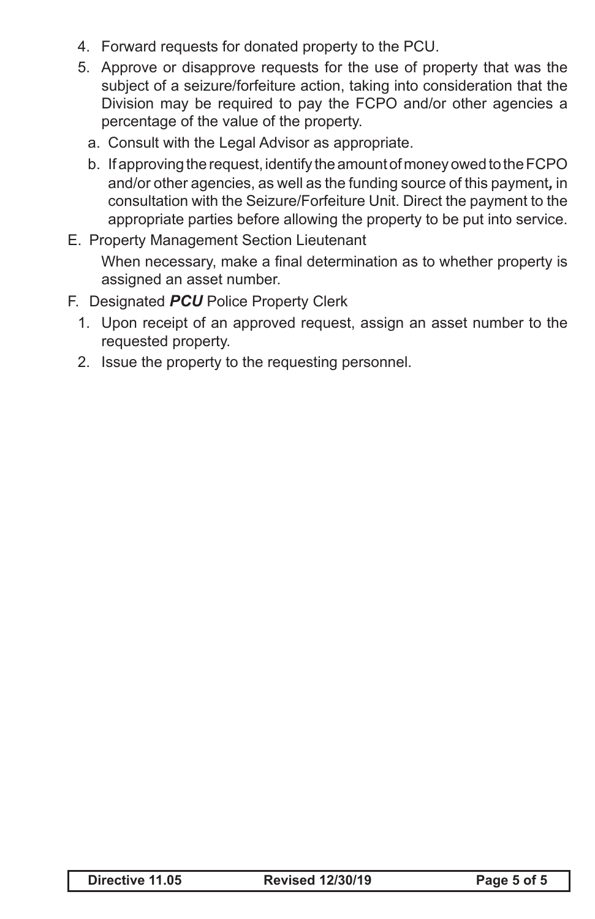4. Forward requests for donated property to the PCU.
5. Approve or disapprove requests for the use of property that was the subject of a seizure/forfeiture action, taking into consideration that the Division may be required to pay the FCPO and/or other agencies a percentage of the value of the property.
   a. Consult with the Legal Advisor as appropriate.
   b. If approving the request, identify the amount of money owed to the FCPO and/or other agencies, as well as the funding source of this payment*,* in consultation with the Seizure/Forfeiture Unit. Direct the payment to the appropriate parties before allowing the property to be put into service.

E. Property Management Section Lieutenant

   When necessary, make a final determination as to whether property is assigned an asset number.

F. Designated ***PCU*** Police Property Clerk
   1. Upon receipt of an approved request, assign an asset number to the requested property.
   2. Issue the property to the requesting personnel.